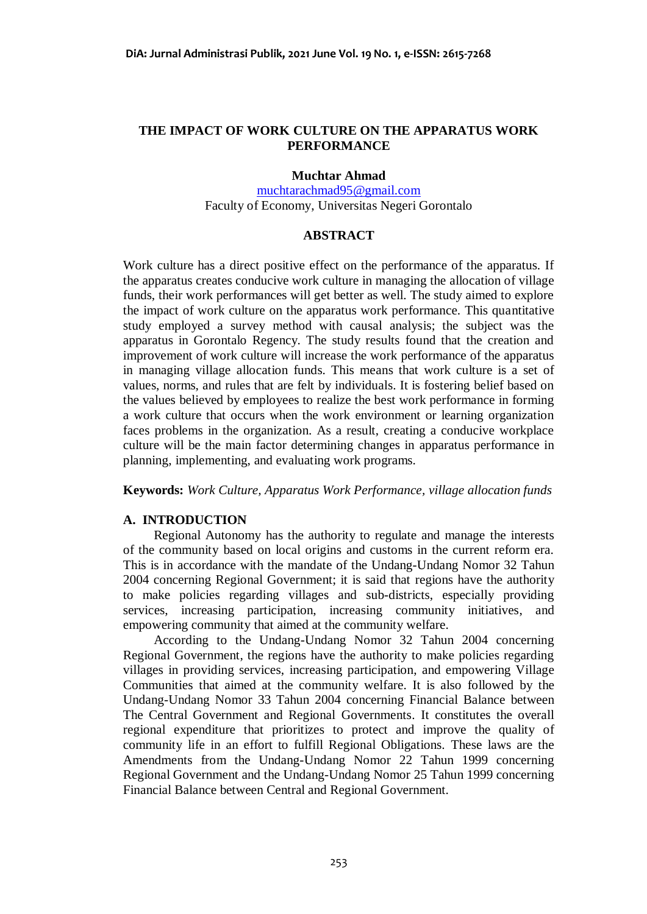# THE IMPACT OF WORK CULTURE ON THE APPARATUS WORK PERFORMANCE

**Muchtar Ahmad**
muchtarachmad95@gmail.com
Faculty of Economy, Universitas Negeri Gorontalo

## ABSTRACT

Work culture has a direct positive effect on the performance of the apparatus. If the apparatus creates conducive work culture in managing the allocation of village funds, their work performances will get better as well. The study aimed to explore the impact of work culture on the apparatus work performance. This quantitative study employed a survey method with causal analysis; the subject was the apparatus in Gorontalo Regency. The study results found that the creation and improvement of work culture will increase the work performance of the apparatus in managing village allocation funds. This means that work culture is a set of values, norms, and rules that are felt by individuals. It is fostering belief based on the values believed by employees to realize the best work performance in forming a work culture that occurs when the work environment or learning organization faces problems in the organization. As a result, creating a conducive workplace culture will be the main factor determining changes in apparatus performance in planning, implementing, and evaluating work programs.

**Keywords:** *Work Culture, Apparatus Work Performance, village allocation funds*

## A. INTRODUCTION

Regional Autonomy has the authority to regulate and manage the interests of the community based on local origins and customs in the current reform era. This is in accordance with the mandate of the Undang-Undang Nomor 32 Tahun 2004 concerning Regional Government; it is said that regions have the authority to make policies regarding villages and sub-districts, especially providing services, increasing participation, increasing community initiatives, and empowering community that aimed at the community welfare.

According to the Undang-Undang Nomor 32 Tahun 2004 concerning Regional Government, the regions have the authority to make policies regarding villages in providing services, increasing participation, and empowering Village Communities that aimed at the community welfare. It is also followed by the Undang-Undang Nomor 33 Tahun 2004 concerning Financial Balance between The Central Government and Regional Governments. It constitutes the overall regional expenditure that prioritizes to protect and improve the quality of community life in an effort to fulfill Regional Obligations. These laws are the Amendments from the Undang-Undang Nomor 22 Tahun 1999 concerning Regional Government and the Undang-Undang Nomor 25 Tahun 1999 concerning Financial Balance between Central and Regional Government.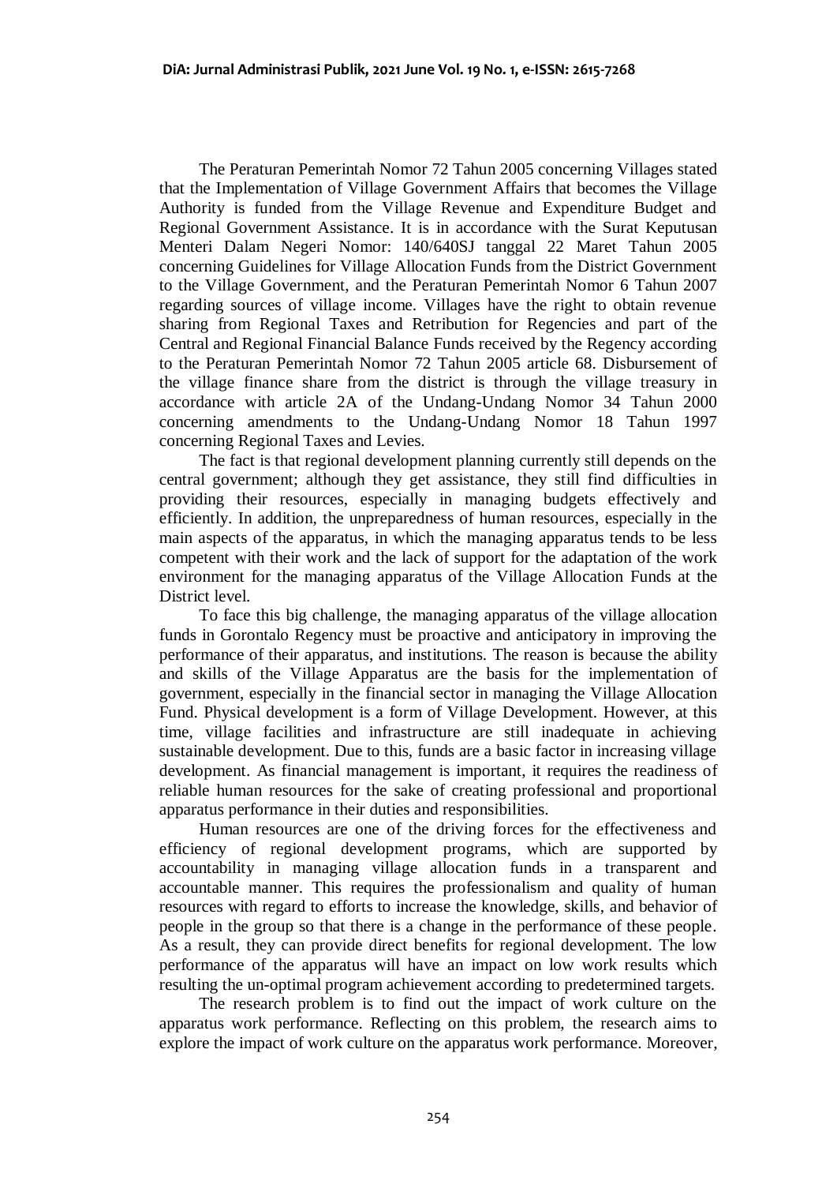The Peraturan Pemerintah Nomor 72 Tahun 2005 concerning Villages stated that the Implementation of Village Government Affairs that becomes the Village Authority is funded from the Village Revenue and Expenditure Budget and Regional Government Assistance. It is in accordance with the Surat Keputusan Menteri Dalam Negeri Nomor: 140/640SJ tanggal 22 Maret Tahun 2005 concerning Guidelines for Village Allocation Funds from the District Government to the Village Government, and the Peraturan Pemerintah Nomor 6 Tahun 2007 regarding sources of village income. Villages have the right to obtain revenue sharing from Regional Taxes and Retribution for Regencies and part of the Central and Regional Financial Balance Funds received by the Regency according to the Peraturan Pemerintah Nomor 72 Tahun 2005 article 68. Disbursement of the village finance share from the district is through the village treasury in accordance with article 2A of the Undang-Undang Nomor 34 Tahun 2000 concerning amendments to the Undang-Undang Nomor 18 Tahun 1997 concerning Regional Taxes and Levies.

The fact is that regional development planning currently still depends on the central government; although they get assistance, they still find difficulties in providing their resources, especially in managing budgets effectively and efficiently. In addition, the unpreparedness of human resources, especially in the main aspects of the apparatus, in which the managing apparatus tends to be less competent with their work and the lack of support for the adaptation of the work environment for the managing apparatus of the Village Allocation Funds at the District level.

To face this big challenge, the managing apparatus of the village allocation funds in Gorontalo Regency must be proactive and anticipatory in improving the performance of their apparatus, and institutions. The reason is because the ability and skills of the Village Apparatus are the basis for the implementation of government, especially in the financial sector in managing the Village Allocation Fund. Physical development is a form of Village Development. However, at this time, village facilities and infrastructure are still inadequate in achieving sustainable development. Due to this, funds are a basic factor in increasing village development. As financial management is important, it requires the readiness of reliable human resources for the sake of creating professional and proportional apparatus performance in their duties and responsibilities.

Human resources are one of the driving forces for the effectiveness and efficiency of regional development programs, which are supported by accountability in managing village allocation funds in a transparent and accountable manner. This requires the professionalism and quality of human resources with regard to efforts to increase the knowledge, skills, and behavior of people in the group so that there is a change in the performance of these people. As a result, they can provide direct benefits for regional development. The low performance of the apparatus will have an impact on low work results which resulting the un-optimal program achievement according to predetermined targets.

The research problem is to find out the impact of work culture on the apparatus work performance. Reflecting on this problem, the research aims to explore the impact of work culture on the apparatus work performance. Moreover,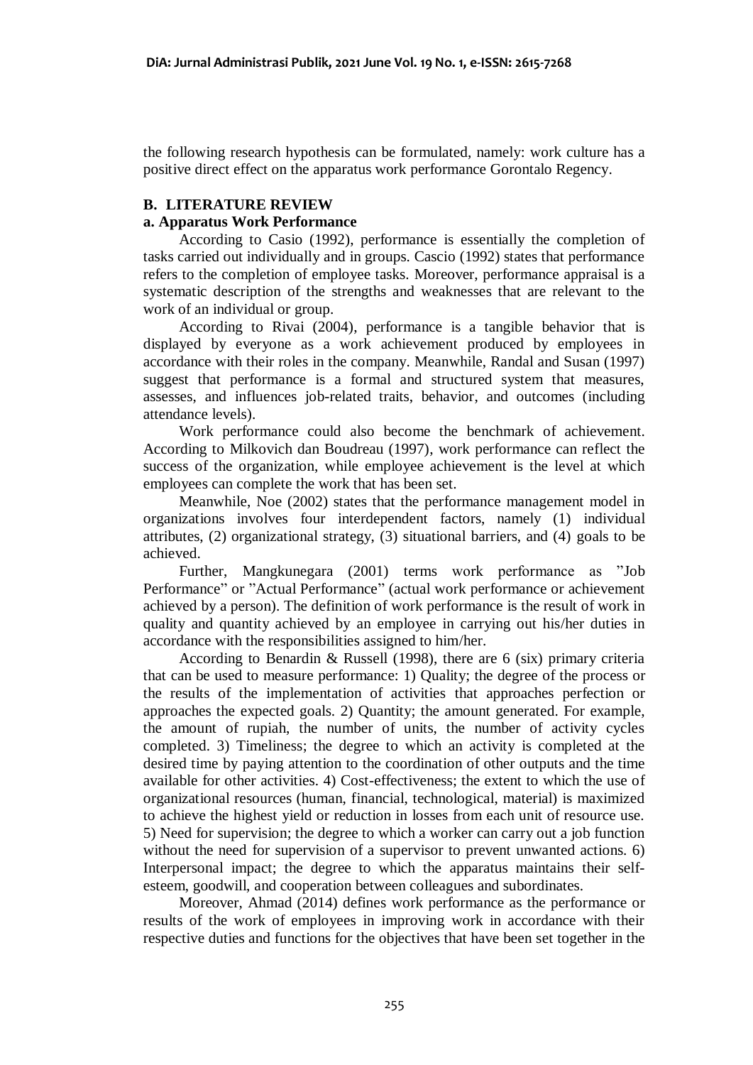the following research hypothesis can be formulated, namely: work culture has a positive direct effect on the apparatus work performance Gorontalo Regency.

## B. LITERATURE REVIEW

### a. Apparatus Work Performance

According to Casio (1992), performance is essentially the completion of tasks carried out individually and in groups. Cascio (1992) states that performance refers to the completion of employee tasks. Moreover, performance appraisal is a systematic description of the strengths and weaknesses that are relevant to the work of an individual or group.

According to Rivai (2004), performance is a tangible behavior that is displayed by everyone as a work achievement produced by employees in accordance with their roles in the company. Meanwhile, Randal and Susan (1997) suggest that performance is a formal and structured system that measures, assesses, and influences job-related traits, behavior, and outcomes (including attendance levels).

Work performance could also become the benchmark of achievement. According to Milkovich dan Boudreau (1997), work performance can reflect the success of the organization, while employee achievement is the level at which employees can complete the work that has been set.

Meanwhile, Noe (2002) states that the performance management model in organizations involves four interdependent factors, namely (1) individual attributes, (2) organizational strategy, (3) situational barriers, and (4) goals to be achieved.

Further, Mangkunegara (2001) terms work performance as "Job Performance" or "Actual Performance" (actual work performance or achievement achieved by a person). The definition of work performance is the result of work in quality and quantity achieved by an employee in carrying out his/her duties in accordance with the responsibilities assigned to him/her.

According to Benardin & Russell (1998), there are 6 (six) primary criteria that can be used to measure performance: 1) Quality; the degree of the process or the results of the implementation of activities that approaches perfection or approaches the expected goals. 2) Quantity; the amount generated. For example, the amount of rupiah, the number of units, the number of activity cycles completed. 3) Timeliness; the degree to which an activity is completed at the desired time by paying attention to the coordination of other outputs and the time available for other activities. 4) Cost-effectiveness; the extent to which the use of organizational resources (human, financial, technological, material) is maximized to achieve the highest yield or reduction in losses from each unit of resource use. 5) Need for supervision; the degree to which a worker can carry out a job function without the need for supervision of a supervisor to prevent unwanted actions. 6) Interpersonal impact; the degree to which the apparatus maintains their self-esteem, goodwill, and cooperation between colleagues and subordinates.

Moreover, Ahmad (2014) defines work performance as the performance or results of the work of employees in improving work in accordance with their respective duties and functions for the objectives that have been set together in the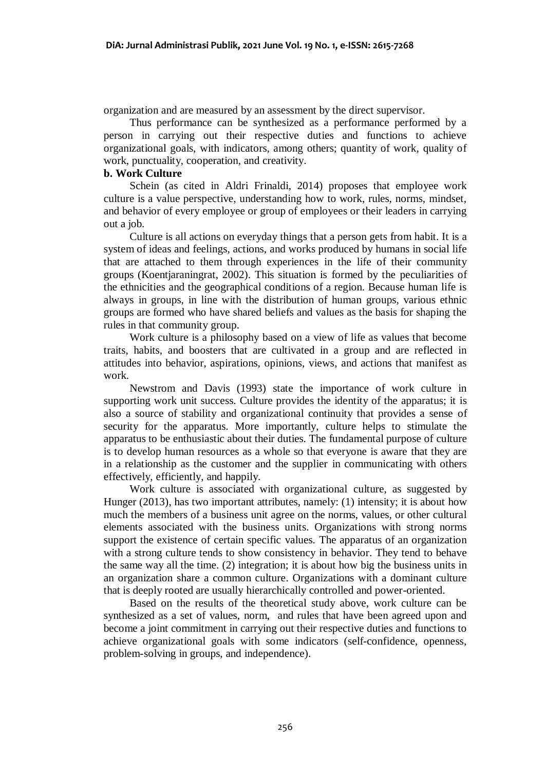organization and are measured by an assessment by the direct supervisor.

Thus performance can be synthesized as a performance performed by a person in carrying out their respective duties and functions to achieve organizational goals, with indicators, among others; quantity of work, quality of work, punctuality, cooperation, and creativity.

**b. Work Culture**

Schein (as cited in Aldri Frinaldi, 2014) proposes that employee work culture is a value perspective, understanding how to work, rules, norms, mindset, and behavior of every employee or group of employees or their leaders in carrying out a job.

Culture is all actions on everyday things that a person gets from habit. It is a system of ideas and feelings, actions, and works produced by humans in social life that are attached to them through experiences in the life of their community groups (Koentjaraningrat, 2002). This situation is formed by the peculiarities of the ethnicities and the geographical conditions of a region. Because human life is always in groups, in line with the distribution of human groups, various ethnic groups are formed who have shared beliefs and values as the basis for shaping the rules in that community group.

Work culture is a philosophy based on a view of life as values that become traits, habits, and boosters that are cultivated in a group and are reflected in attitudes into behavior, aspirations, opinions, views, and actions that manifest as work.

Newstrom and Davis (1993) state the importance of work culture in supporting work unit success. Culture provides the identity of the apparatus; it is also a source of stability and organizational continuity that provides a sense of security for the apparatus. More importantly, culture helps to stimulate the apparatus to be enthusiastic about their duties. The fundamental purpose of culture is to develop human resources as a whole so that everyone is aware that they are in a relationship as the customer and the supplier in communicating with others effectively, efficiently, and happily.

Work culture is associated with organizational culture, as suggested by Hunger (2013), has two important attributes, namely: (1) intensity; it is about how much the members of a business unit agree on the norms, values, or other cultural elements associated with the business units. Organizations with strong norms support the existence of certain specific values. The apparatus of an organization with a strong culture tends to show consistency in behavior. They tend to behave the same way all the time. (2) integration; it is about how big the business units in an organization share a common culture. Organizations with a dominant culture that is deeply rooted are usually hierarchically controlled and power-oriented.

Based on the results of the theoretical study above, work culture can be synthesized as a set of values, norm, and rules that have been agreed upon and become a joint commitment in carrying out their respective duties and functions to achieve organizational goals with some indicators (self-confidence, openness, problem-solving in groups, and independence).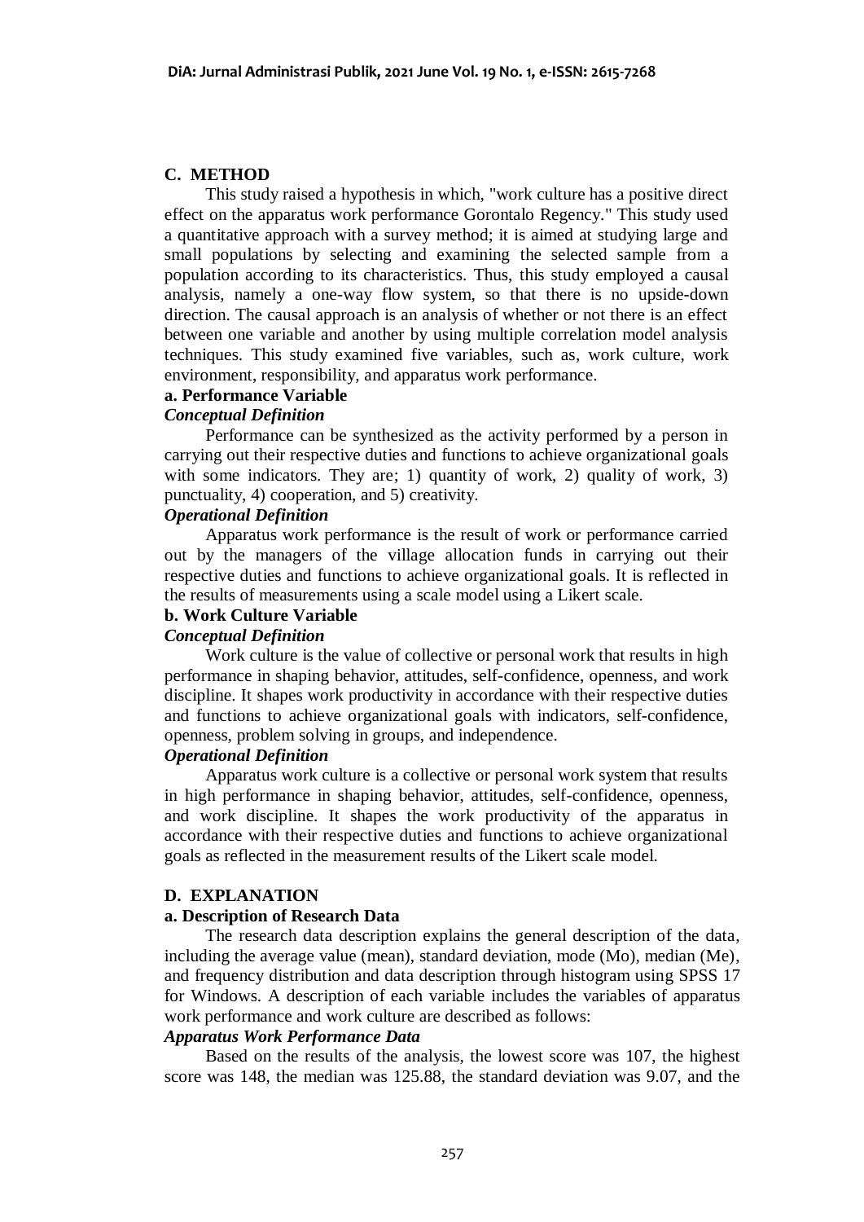## C. METHOD

This study raised a hypothesis in which, "work culture has a positive direct effect on the apparatus work performance Gorontalo Regency." This study used a quantitative approach with a survey method; it is aimed at studying large and small populations by selecting and examining the selected sample from a population according to its characteristics. Thus, this study employed a causal analysis, namely a one-way flow system, so that there is no upside-down direction. The causal approach is an analysis of whether or not there is an effect between one variable and another by using multiple correlation model analysis techniques. This study examined five variables, such as, work culture, work environment, responsibility, and apparatus work performance.

### a. Performance Variable

#### *Conceptual Definition*

Performance can be synthesized as the activity performed by a person in carrying out their respective duties and functions to achieve organizational goals with some indicators. They are; 1) quantity of work, 2) quality of work, 3) punctuality, 4) cooperation, and 5) creativity.

#### *Operational Definition*

Apparatus work performance is the result of work or performance carried out by the managers of the village allocation funds in carrying out their respective duties and functions to achieve organizational goals. It is reflected in the results of measurements using a scale model using a Likert scale.

### b. Work Culture Variable

#### *Conceptual Definition*

Work culture is the value of collective or personal work that results in high performance in shaping behavior, attitudes, self-confidence, openness, and work discipline. It shapes work productivity in accordance with their respective duties and functions to achieve organizational goals with indicators, self-confidence, openness, problem solving in groups, and independence.

#### *Operational Definition*

Apparatus work culture is a collective or personal work system that results in high performance in shaping behavior, attitudes, self-confidence, openness, and work discipline. It shapes the work productivity of the apparatus in accordance with their respective duties and functions to achieve organizational goals as reflected in the measurement results of the Likert scale model.

## D. EXPLANATION

### a. Description of Research Data

The research data description explains the general description of the data, including the average value (mean), standard deviation, mode (Mo), median (Me), and frequency distribution and data description through histogram using SPSS 17 for Windows. A description of each variable includes the variables of apparatus work performance and work culture are described as follows:

#### *Apparatus Work Performance Data*

Based on the results of the analysis, the lowest score was 107, the highest score was 148, the median was 125.88, the standard deviation was 9.07, and the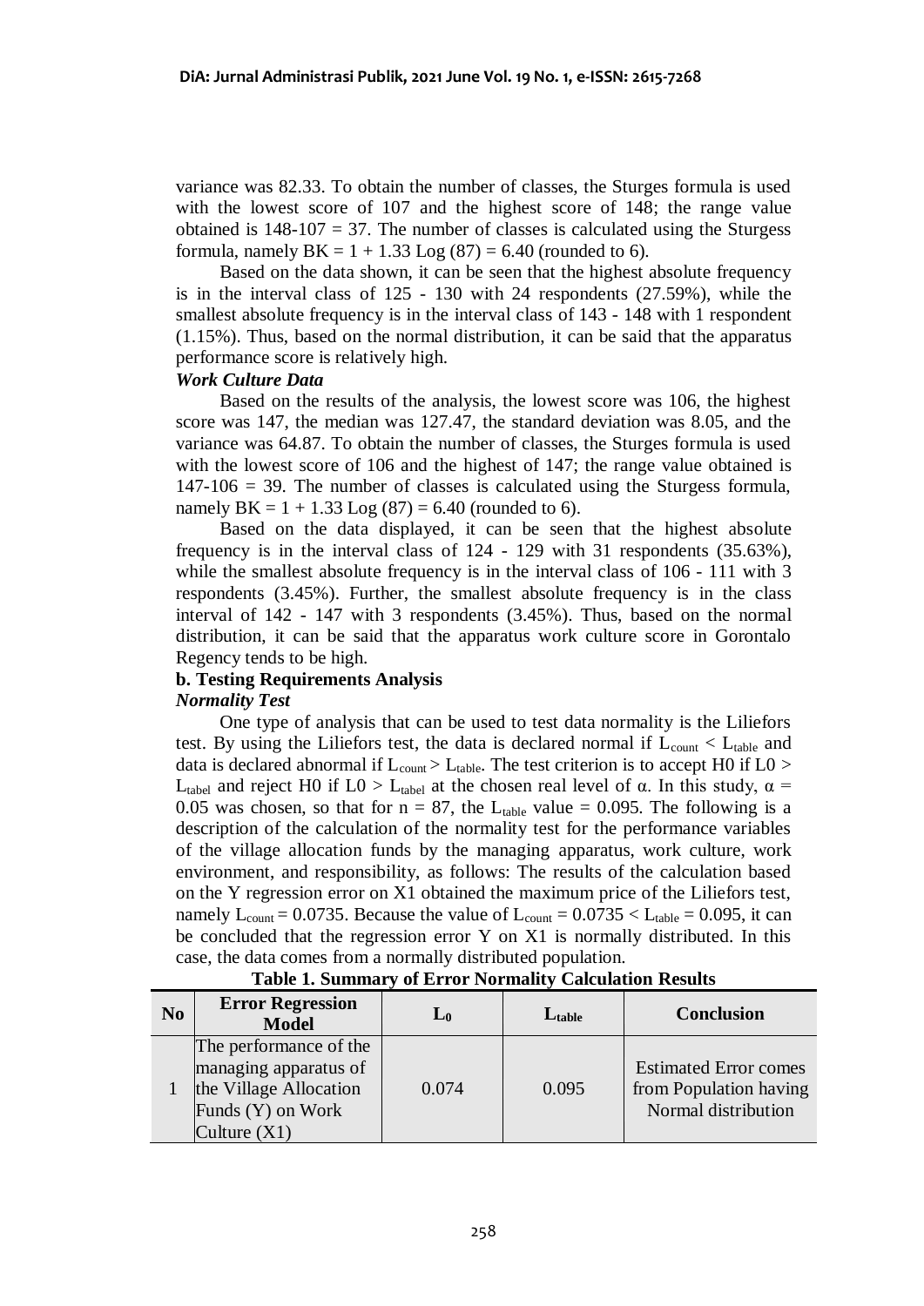variance was 82.33. To obtain the number of classes, the Sturges formula is used with the lowest score of 107 and the highest score of 148; the range value obtained is 148-107 = 37. The number of classes is calculated using the Sturgess formula, namely BK = 1 + 1.33 Log (87) = 6.40 (rounded to 6).

Based on the data shown, it can be seen that the highest absolute frequency is in the interval class of 125 - 130 with 24 respondents (27.59%), while the smallest absolute frequency is in the interval class of 143 - 148 with 1 respondent (1.15%). Thus, based on the normal distribution, it can be said that the apparatus performance score is relatively high.

***Work Culture Data***

Based on the results of the analysis, the lowest score was 106, the highest score was 147, the median was 127.47, the standard deviation was 8.05, and the variance was 64.87. To obtain the number of classes, the Sturges formula is used with the lowest score of 106 and the highest of 147; the range value obtained is 147-106 = 39. The number of classes is calculated using the Sturgess formula, namely BK = 1 + 1.33 Log (87) = 6.40 (rounded to 6).

Based on the data displayed, it can be seen that the highest absolute frequency is in the interval class of 124 - 129 with 31 respondents (35.63%), while the smallest absolute frequency is in the interval class of 106 - 111 with 3 respondents (3.45%). Further, the smallest absolute frequency is in the class interval of 142 - 147 with 3 respondents (3.45%). Thus, based on the normal distribution, it can be said that the apparatus work culture score in Gorontalo Regency tends to be high.

**b. Testing Requirements Analysis**

***Normality Test***

One type of analysis that can be used to test data normality is the Liliefors test. By using the Liliefors test, the data is declared normal if $L_{count} < L_{table}$ and data is declared abnormal if $L_{count} > L_{table}$. The test criterion is to accept H0 if $L0 > L_{tabel}$ and reject H0 if $L0 > L_{tabel}$ at the chosen real level of α. In this study, $\alpha = 0.05$ was chosen, so that for n = 87, the $L_{table}$ value = 0.095. The following is a description of the calculation of the normality test for the performance variables of the village allocation funds by the managing apparatus, work culture, work environment, and responsibility, as follows: The results of the calculation based on the Y regression error on X1 obtained the maximum price of the Liliefors test, namely $L_{count} = 0.0735$. Because the value of $L_{count} = 0.0735 < L_{table} = 0.095$, it can be concluded that the regression error Y on X1 is normally distributed. In this case, the data comes from a normally distributed population.

**Table 1. Summary of Error Normality Calculation Results**

| No | Error Regression Model | $L_0$ | $L_{table}$ | Conclusion |
|---|---|---|---|---|
| 1 | The performance of the managing apparatus of the Village Allocation Funds (Y) on Work Culture (X1) | 0.074 | 0.095 | Estimated Error comes from Population having Normal distribution |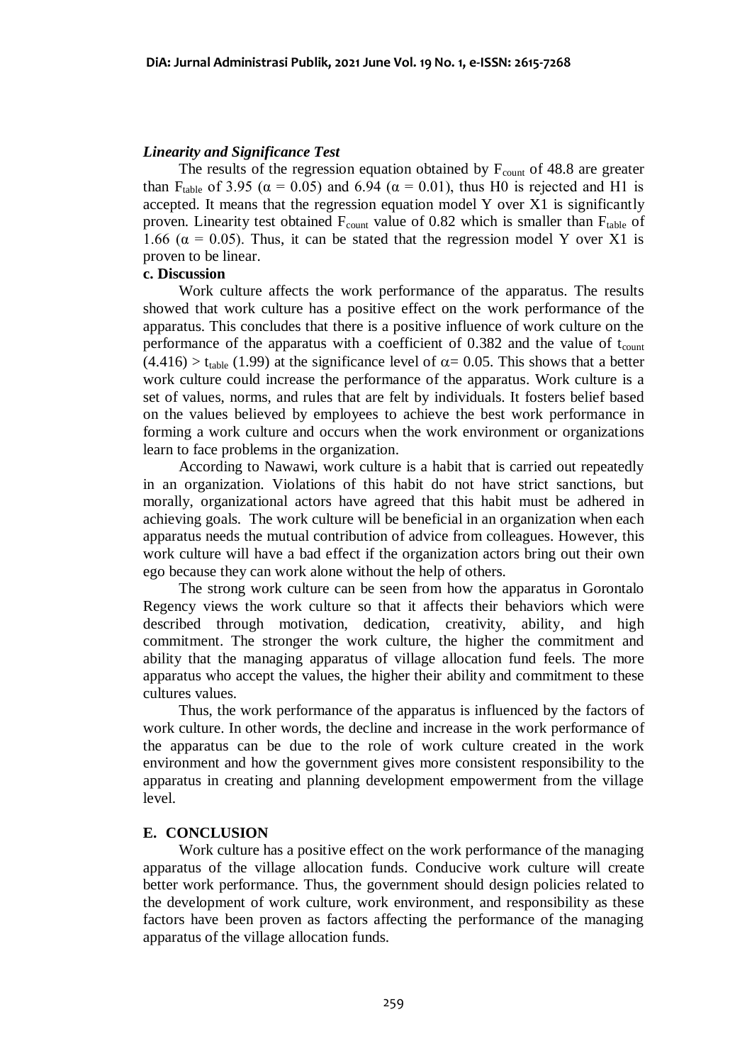### *Linearity and Significance Test*

The results of the regression equation obtained by $F_{count}$ of 48.8 are greater than $F_{table}$ of 3.95 ($\alpha = 0.05$) and 6.94 ($\alpha = 0.01$), thus H0 is rejected and H1 is accepted. It means that the regression equation model Y over X1 is significantly proven. Linearity test obtained $F_{count}$ value of 0.82 which is smaller than $F_{table}$ of 1.66 ($\alpha = 0.05$). Thus, it can be stated that the regression model Y over X1 is proven to be linear.

### c. Discussion

Work culture affects the work performance of the apparatus. The results showed that work culture has a positive effect on the work performance of the apparatus. This concludes that there is a positive influence of work culture on the performance of the apparatus with a coefficient of 0.382 and the value of $t_{count}$ $(4.416) > t_{table}$ (1.99) at the significance level of $\alpha = 0.05$. This shows that a better work culture could increase the performance of the apparatus. Work culture is a set of values, norms, and rules that are felt by individuals. It fosters belief based on the values believed by employees to achieve the best work performance in forming a work culture and occurs when the work environment or organizations learn to face problems in the organization.

According to Nawawi, work culture is a habit that is carried out repeatedly in an organization. Violations of this habit do not have strict sanctions, but morally, organizational actors have agreed that this habit must be adhered in achieving goals. The work culture will be beneficial in an organization when each apparatus needs the mutual contribution of advice from colleagues. However, this work culture will have a bad effect if the organization actors bring out their own ego because they can work alone without the help of others.

The strong work culture can be seen from how the apparatus in Gorontalo Regency views the work culture so that it affects their behaviors which were described through motivation, dedication, creativity, ability, and high commitment. The stronger the work culture, the higher the commitment and ability that the managing apparatus of village allocation fund feels. The more apparatus who accept the values, the higher their ability and commitment to these cultures values.

Thus, the work performance of the apparatus is influenced by the factors of work culture. In other words, the decline and increase in the work performance of the apparatus can be due to the role of work culture created in the work environment and how the government gives more consistent responsibility to the apparatus in creating and planning development empowerment from the village level.

## E. CONCLUSION

Work culture has a positive effect on the work performance of the managing apparatus of the village allocation funds. Conducive work culture will create better work performance. Thus, the government should design policies related to the development of work culture, work environment, and responsibility as these factors have been proven as factors affecting the performance of the managing apparatus of the village allocation funds.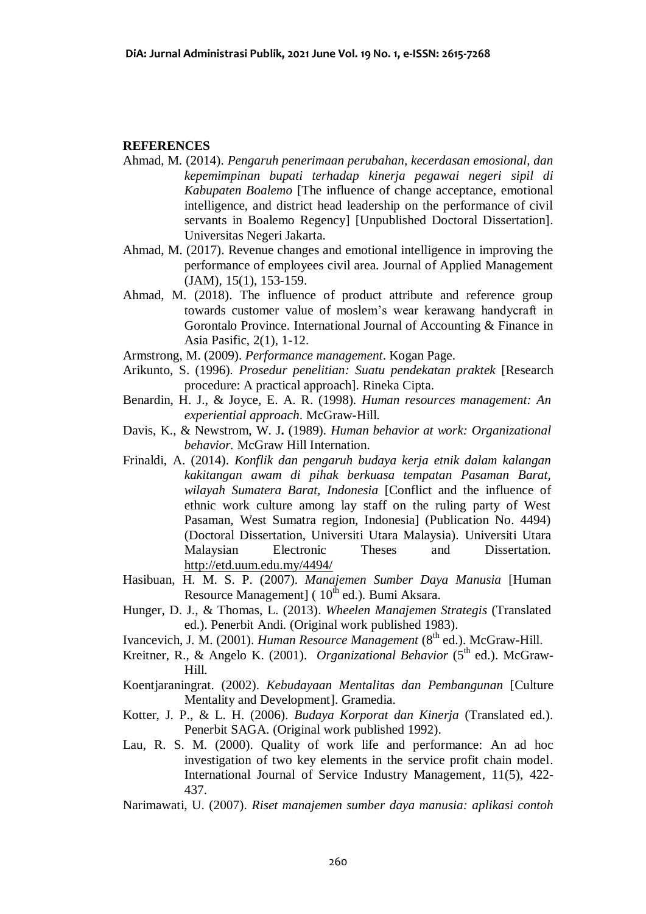**REFERENCES**

Ahmad, M. (2014). *Pengaruh penerimaan perubahan, kecerdasan emosional, dan kepemimpinan bupati terhadap kinerja pegawai negeri sipil di Kabupaten Boalemo* [The influence of change acceptance, emotional intelligence, and district head leadership on the performance of civil servants in Boalemo Regency] [Unpublished Doctoral Dissertation]. Universitas Negeri Jakarta.

Ahmad, M. (2017). Revenue changes and emotional intelligence in improving the performance of employees civil area. Journal of Applied Management (JAM), 15(1), 153-159.

Ahmad, M. (2018). The influence of product attribute and reference group towards customer value of moslem's wear kerawang handycraft in Gorontalo Province. International Journal of Accounting & Finance in Asia Pasific, 2(1), 1-12.

Armstrong, M. (2009). *Performance management*. Kogan Page.

Arikunto, S. (1996). *Prosedur penelitian: Suatu pendekatan praktek* [Research procedure: A practical approach]. Rineka Cipta.

Benardin, H. J., & Joyce, E. A. R. (1998). *Human resources management: An experiential approach*. McGraw-Hill.

Davis, K., & Newstrom, W. J**.** (1989). *Human behavior at work: Organizational behavior.* McGraw Hill Internation.

Frinaldi, A. (2014). *Konflik dan pengaruh budaya kerja etnik dalam kalangan kakitangan awam di pihak berkuasa tempatan Pasaman Barat, wilayah Sumatera Barat, Indonesia* [Conflict and the influence of ethnic work culture among lay staff on the ruling party of West Pasaman, West Sumatra region, Indonesia] (Publication No. 4494) (Doctoral Dissertation, Universiti Utara Malaysia). Universiti Utara Malaysian Electronic Theses and Dissertation. http://etd.uum.edu.my/4494/

Hasibuan, H. M. S. P. (2007). *Manajemen Sumber Daya Manusia* [Human Resource Management] ( 10th ed.). Bumi Aksara.

Hunger, D. J., & Thomas, L. (2013). *Wheelen Manajemen Strategis* (Translated ed.). Penerbit Andi. (Original work published 1983).

Ivancevich, J. M. (2001). *Human Resource Management* (8th ed.). McGraw-Hill.

Kreitner, R., & Angelo K. (2001). *Organizational Behavior* (5th ed.). McGraw-Hill.

Koentjaraningrat. (2002). *Kebudayaan Mentalitas dan Pembangunan* [Culture Mentality and Development]. Gramedia.

Kotter, J. P., & L. H. (2006). *Budaya Korporat dan Kinerja* (Translated ed.). Penerbit SAGA. (Original work published 1992).

Lau, R. S. M. (2000). Quality of work life and performance: An ad hoc investigation of two key elements in the service profit chain model. International Journal of Service Industry Management, 11(5), 422-437.

Narimawati, U. (2007). *Riset manajemen sumber daya manusia: aplikasi contoh*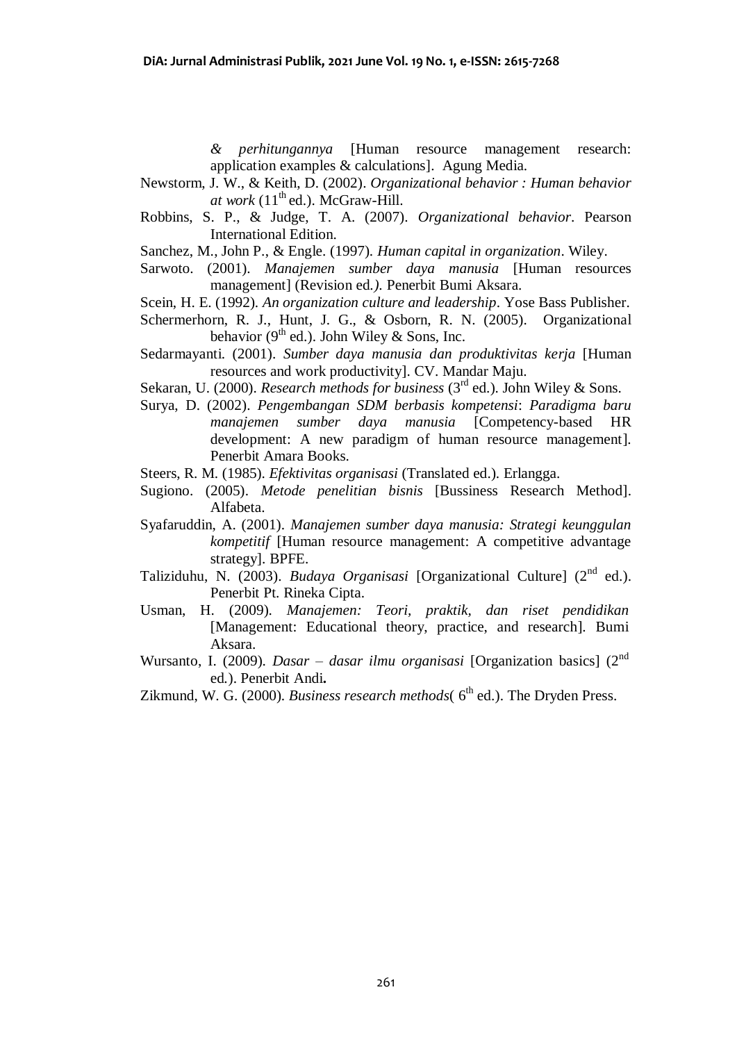*& perhitungannya* [Human resource management research: application examples & calculations]. Agung Media.

Newstorm, J. W., & Keith, D. (2002). *Organizational behavior : Human behavior at work* (11th ed.). McGraw-Hill.

Robbins, S. P., & Judge, T. A. (2007). *Organizational behavior*. Pearson International Edition.

Sanchez, M., John P., & Engle. (1997). *Human capital in organization*. Wiley.

Sarwoto. (2001). *Manajemen sumber daya manusia* [Human resources management] (Revision ed*.).* Penerbit Bumi Aksara.

Scein, H. E. (1992). *An organization culture and leadership*. Yose Bass Publisher.

Schermerhorn, R. J., Hunt, J. G., & Osborn, R. N. (2005). Organizational behavior (9th ed.). John Wiley & Sons, Inc.

Sedarmayanti. (2001). *Sumber daya manusia dan produktivitas kerja* [Human resources and work productivity]. CV. Mandar Maju.

Sekaran, U. (2000). *Research methods for business* (3rd ed.). John Wiley & Sons.

Surya, D. (2002). *Pengembangan SDM berbasis kompetensi*: *Paradigma baru manajemen sumber daya manusia* [Competency-based HR development: A new paradigm of human resource management]. Penerbit Amara Books.

Steers, R. M. (1985). *Efektivitas organisasi* (Translated ed.). Erlangga.

Sugiono. (2005). *Metode penelitian bisnis* [Bussiness Research Method]. Alfabeta.

Syafaruddin, A. (2001). *Manajemen sumber daya manusia: Strategi keunggulan kompetitif* [Human resource management: A competitive advantage strategy]. BPFE.

Taliziduhu, N. (2003). *Budaya Organisasi* [Organizational Culture] (2nd ed.). Penerbit Pt. Rineka Cipta.

Usman, H. (2009). *Manajemen: Teori, praktik, dan riset pendidikan* [Management: Educational theory, practice, and research]. Bumi Aksara.

Wursanto, I. (2009). *Dasar – dasar ilmu organisasi* [Organization basics] (2nd ed.). Penerbit Andi**.**

Zikmund, W. G. (2000). *Business research methods*( 6th ed.). The Dryden Press.